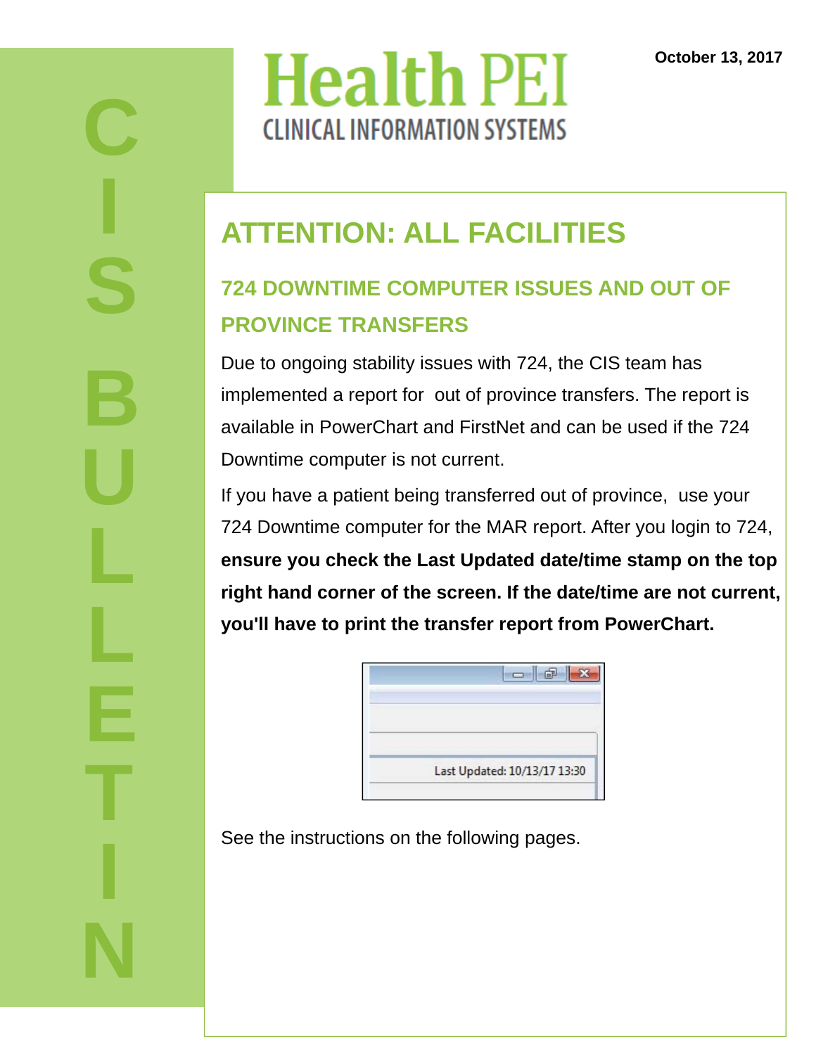# Health PEI

## CLINICAL INFORMATION SYSTEMS

October 13, 2017

CIS BULLETIN

# ATTENTION: ALL FACILITIES

## 724 DOWNTIME COMPUTER ISSUES AND OUT OF PROVINCE TRANSFERS

Due to ongoing stability issues with 724, the CIS team has implemented a report for out of province transfers. The report is available in PowerChart and FirstNet and can be used if the 724 Downtime computer is not current.

If you have a patient being transferred out of province, use your 724 Downtime computer for the MAR report. After you login to 724, **ensure you check the Last Updated date/time stamp on the top right hand corner of the screen. If the date/time are not current, you'll have to print the transfer report from PowerChart.**

Last Updated: 10/13/17 13:30

See the instructions on the following pages.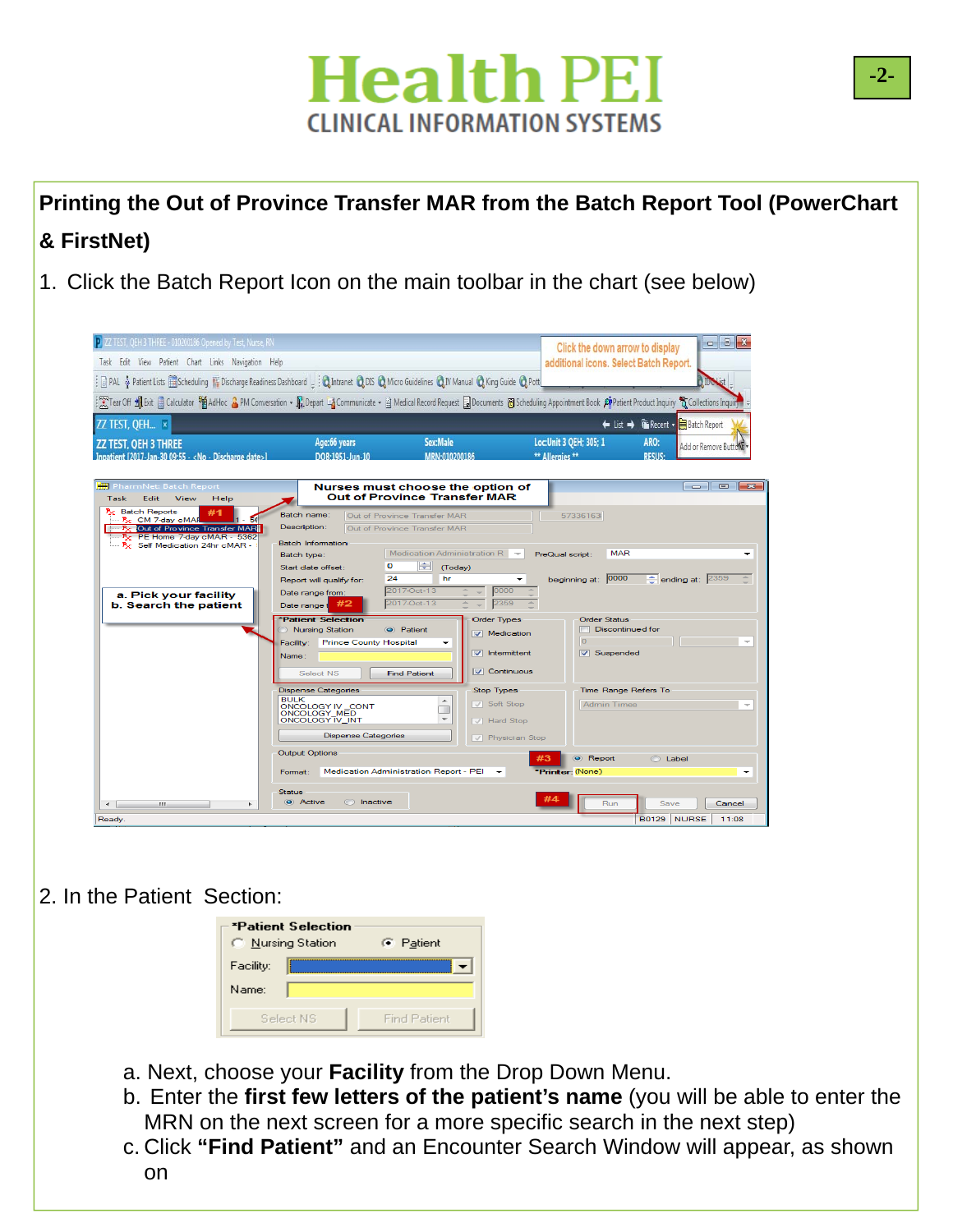# Printing the Out of Province Transfer MAR from the Batch Report Tool (PowerChart & FirstNet)

1. Click the Batch Report Icon on the main toolbar in the chart (see below)

2. In the Patient Section:

   a. Next, choose your **Facility** from the Drop Down Menu.

   b. Enter the **first few letters of the patient's name** (you will be able to enter the MRN on the next screen for a more specific search in the next step)

   c. Click **"Find Patient"** and an Encounter Search Window will appear, as shown on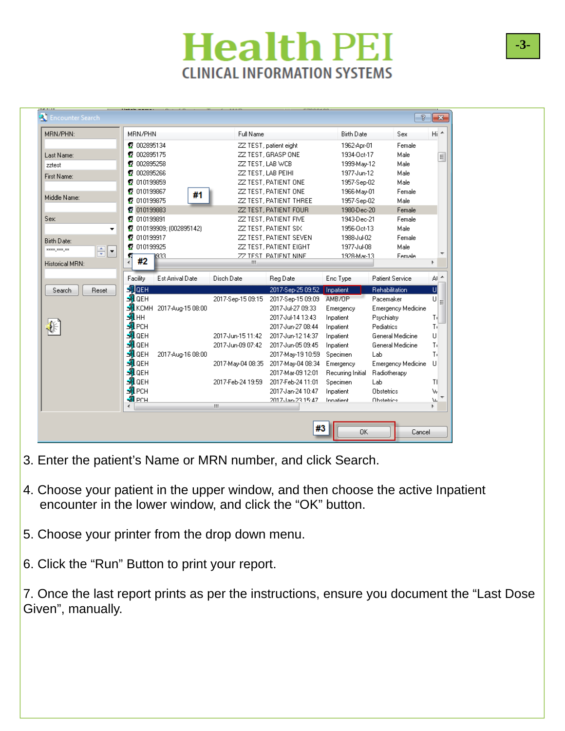3. Enter the patient's Name or MRN number, and click Search.

4. Choose your patient in the upper window, and then choose the active Inpatient encounter in the lower window, and click the "OK" button.

5. Choose your printer from the drop down menu.

6. Click the "Run" Button to print your report.

7. Once the last report prints as per the instructions, ensure you document the "Last Dose Given", manually.